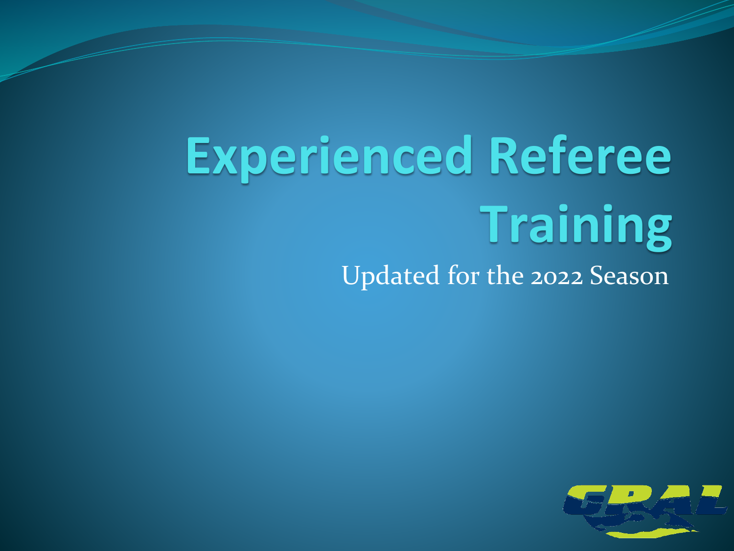# Experienced Referee Training

Updated for the 2022 Season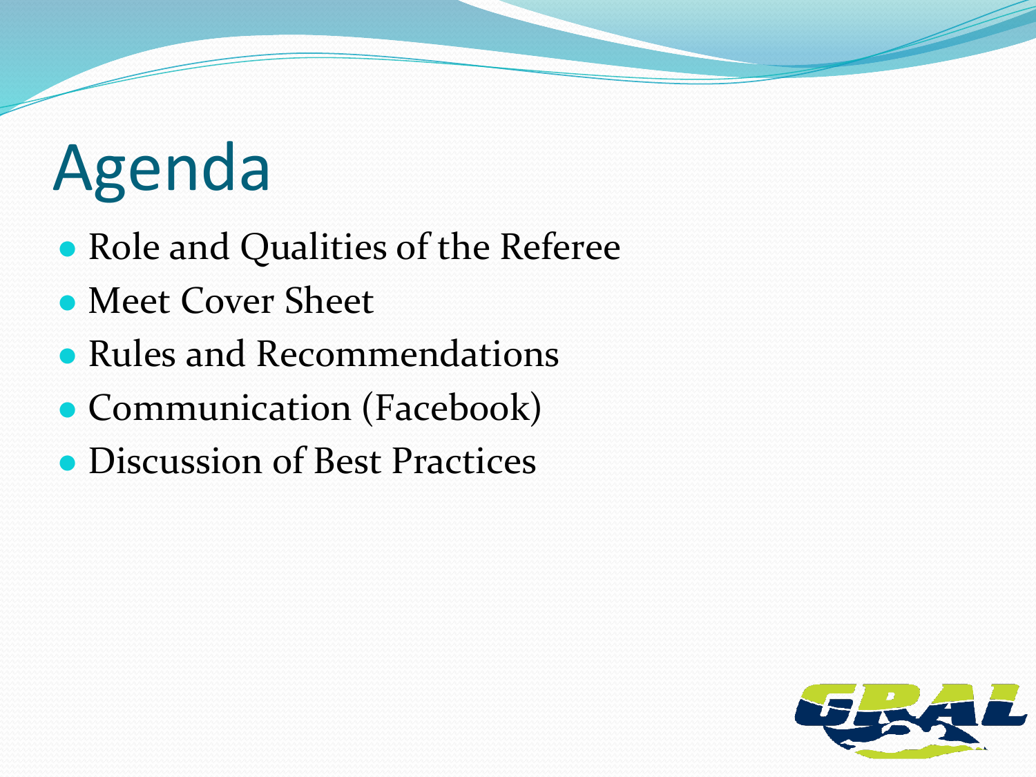# Agenda

- Role and Qualities of the Referee
- Meet Cover Sheet
- Rules and Recommendations
- Communication (Facebook)
- Discussion of Best Practices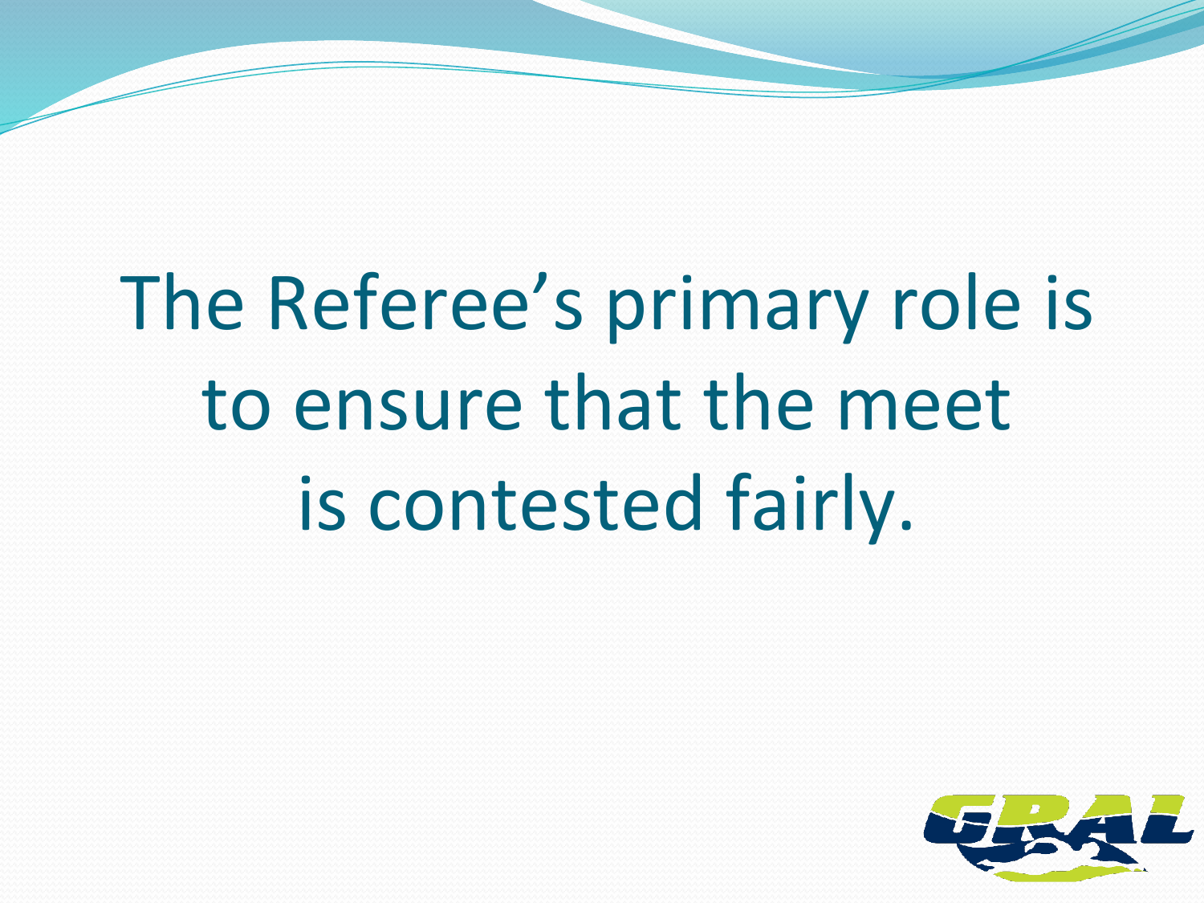The Referee's primary role is to ensure that the meet is contested fairly.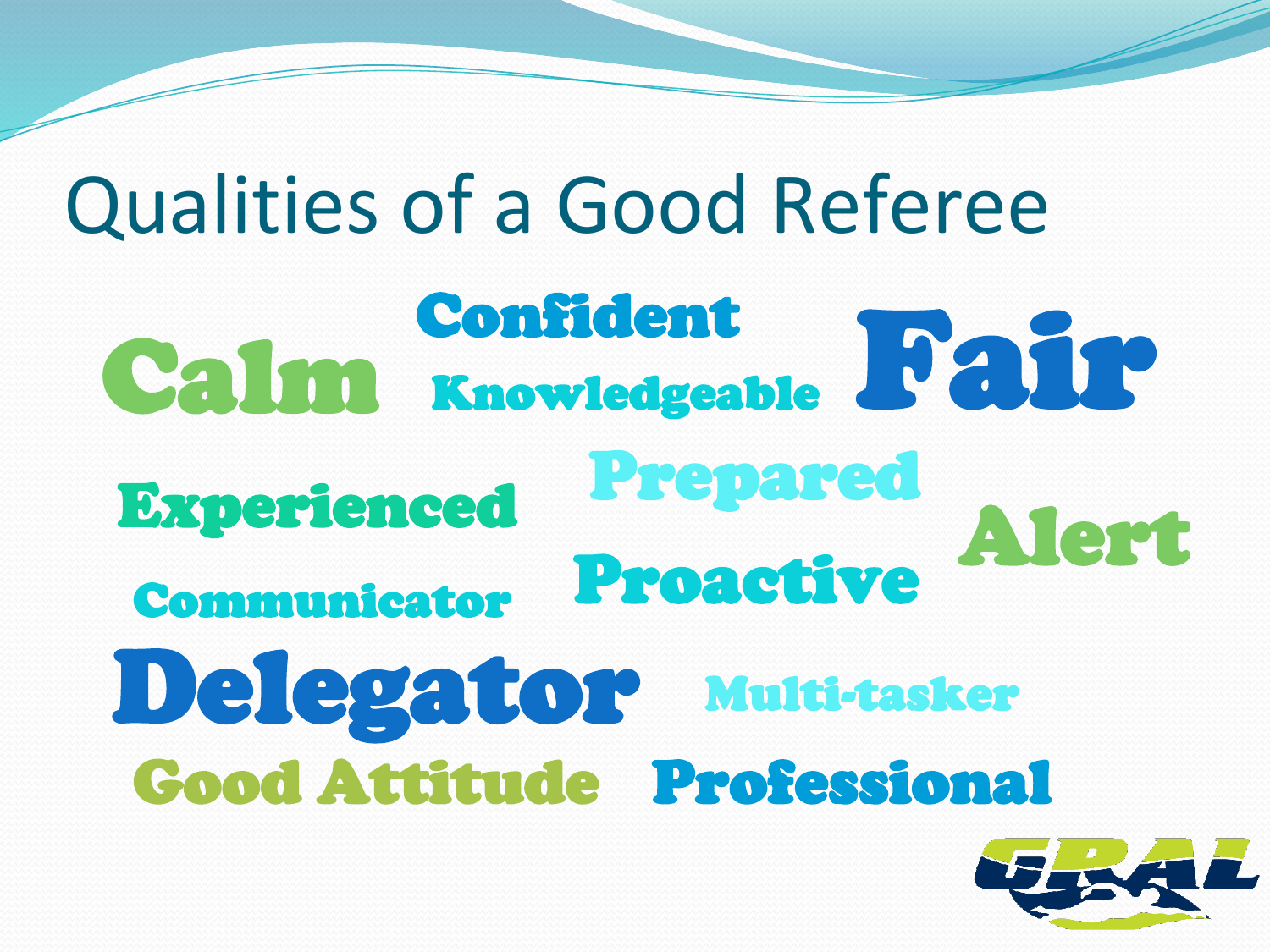# Qualities of a Good Referee

Calm

Confident

Knowledgeable

Fair

Experienced

Prepared

Alert

Communicator

Proactive

Delegator

Multi-tasker

Good Attitude

Professional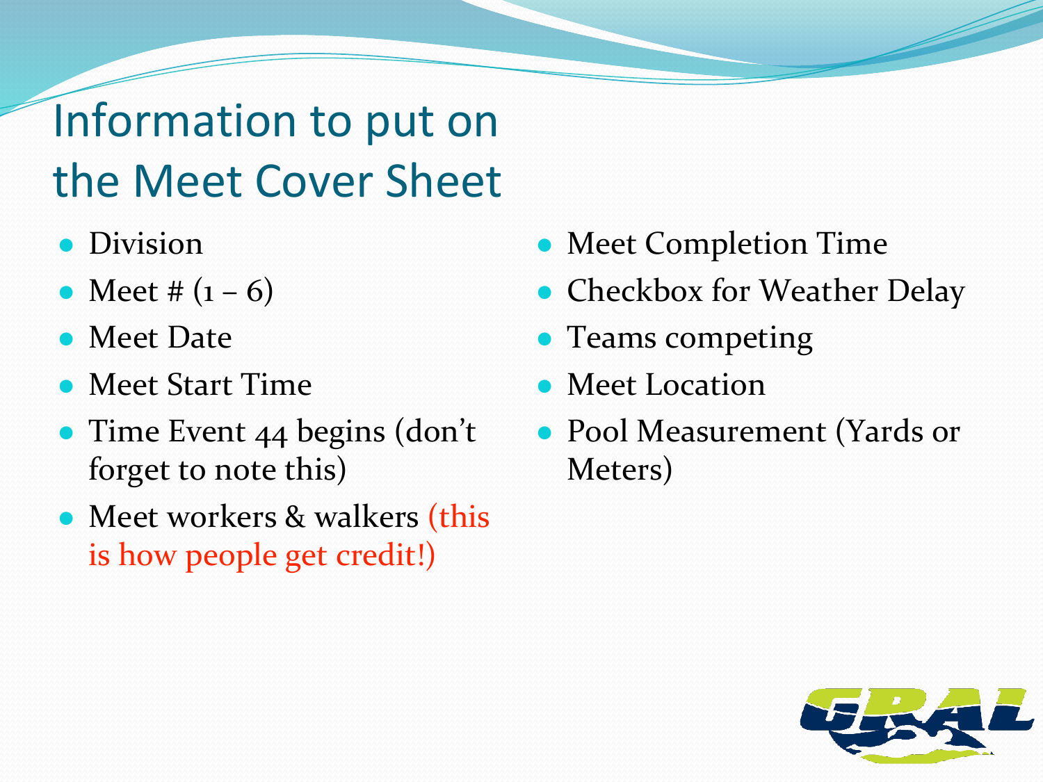# Information to put on the Meet Cover Sheet

- Division
- Meet # (1 – 6)
- Meet Date
- Meet Start Time
- Time Event 44 begins (don't forget to note this)
- Meet workers & walkers (this is how people get credit!)
- Meet Completion Time
- Checkbox for Weather Delay
- Teams competing
- Meet Location
- Pool Measurement (Yards or Meters)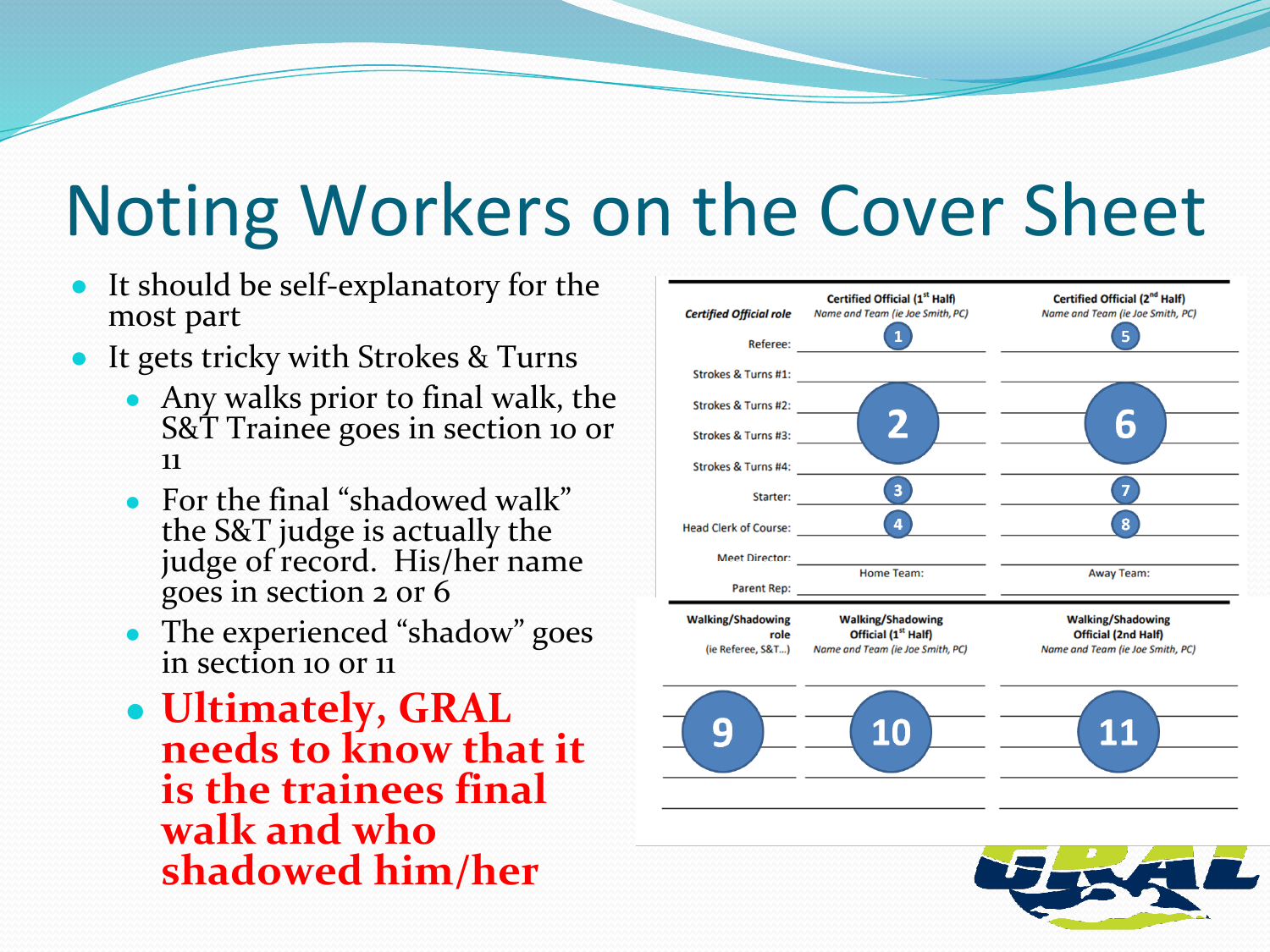# Noting Workers on the Cover Sheet

- It should be self-explanatory for the most part
- It gets tricky with Strokes & Turns
  - Any walks prior to final walk, the S&T Trainee goes in section 10 or 11
  - For the final "shadowed walk" the S&T judge is actually the judge of record. His/her name goes in section 2 or 6
  - The experienced "shadow" goes in section 10 or 11
  - **Ultimately, GRAL needs to know that it is the trainees final walk and who shadowed him/her**

| *Certified Official role* | Certified Official (1st Half) *Name and Team (ie Joe Smith, PC)* | Certified Official (2nd Half) *Name and Team (ie Joe Smith, PC)* |
|---|---|---|
| Referee: | 1 | 5 |
| Strokes & Turns #1: | | |
| Strokes & Turns #2: | 2 | 6 |
| Strokes & Turns #3: | | |
| Strokes & Turns #4: | | |
| Starter: | 3 | 7 |
| Head Clerk of Course: | 4 | 8 |
| Meet Director: | | |
| Parent Rep: | Home Team: | Away Team: |

| Walking/Shadowing role (ie Referee, S&T...) | Walking/Shadowing Official (1st Half) *Name and Team (ie Joe Smith, PC)* | Walking/Shadowing Official (2nd Half) *Name and Team (ie Joe Smith, PC)* |
|---|---|---|
| 9 | 10 | 11 |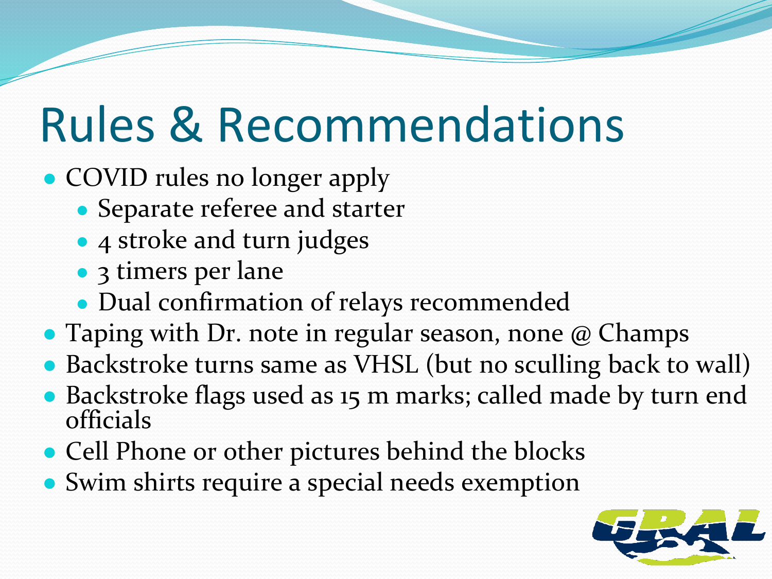# Rules & Recommendations

- COVID rules no longer apply
  - Separate referee and starter
  - 4 stroke and turn judges
  - 3 timers per lane
  - Dual confirmation of relays recommended
- Taping with Dr. note in regular season, none @ Champs
- Backstroke turns same as VHSL (but no sculling back to wall)
- Backstroke flags used as 15 m marks; called made by turn end officials
- Cell Phone or other pictures behind the blocks
- Swim shirts require a special needs exemption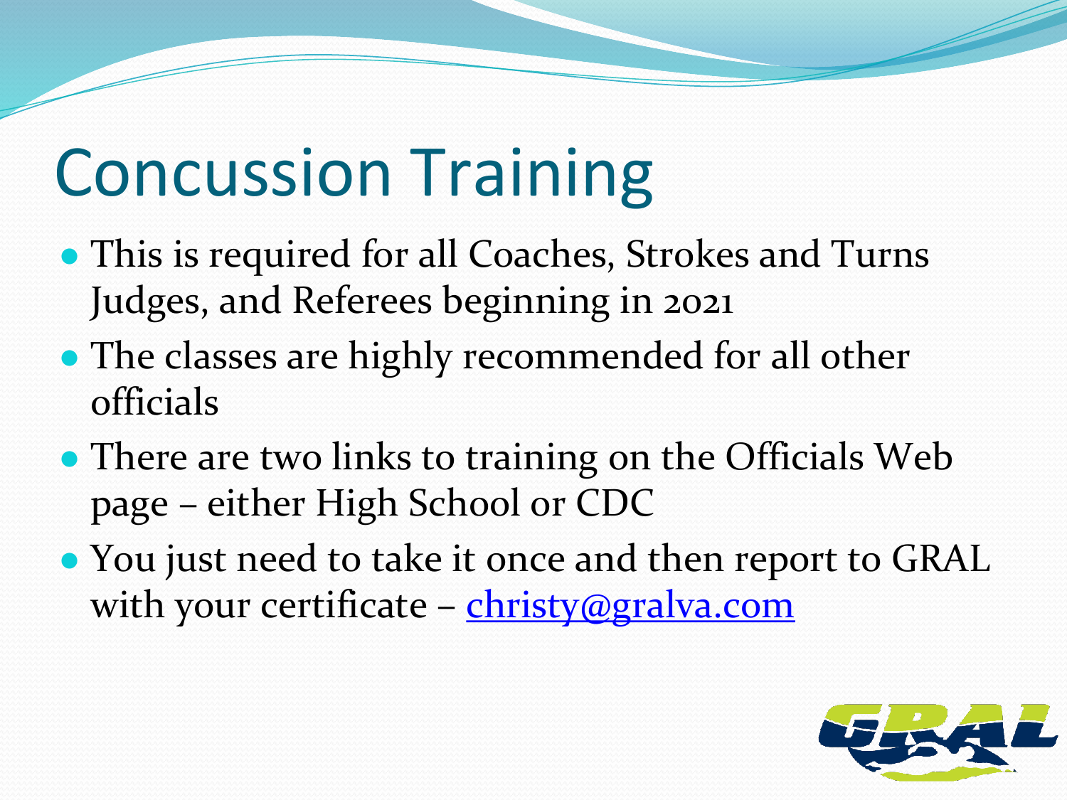# Concussion Training

- This is required for all Coaches, Strokes and Turns Judges, and Referees beginning in 2021
- The classes are highly recommended for all other officials
- There are two links to training on the Officials Web page – either High School or CDC
- You just need to take it once and then report to GRAL with your certificate – christy@gralva.com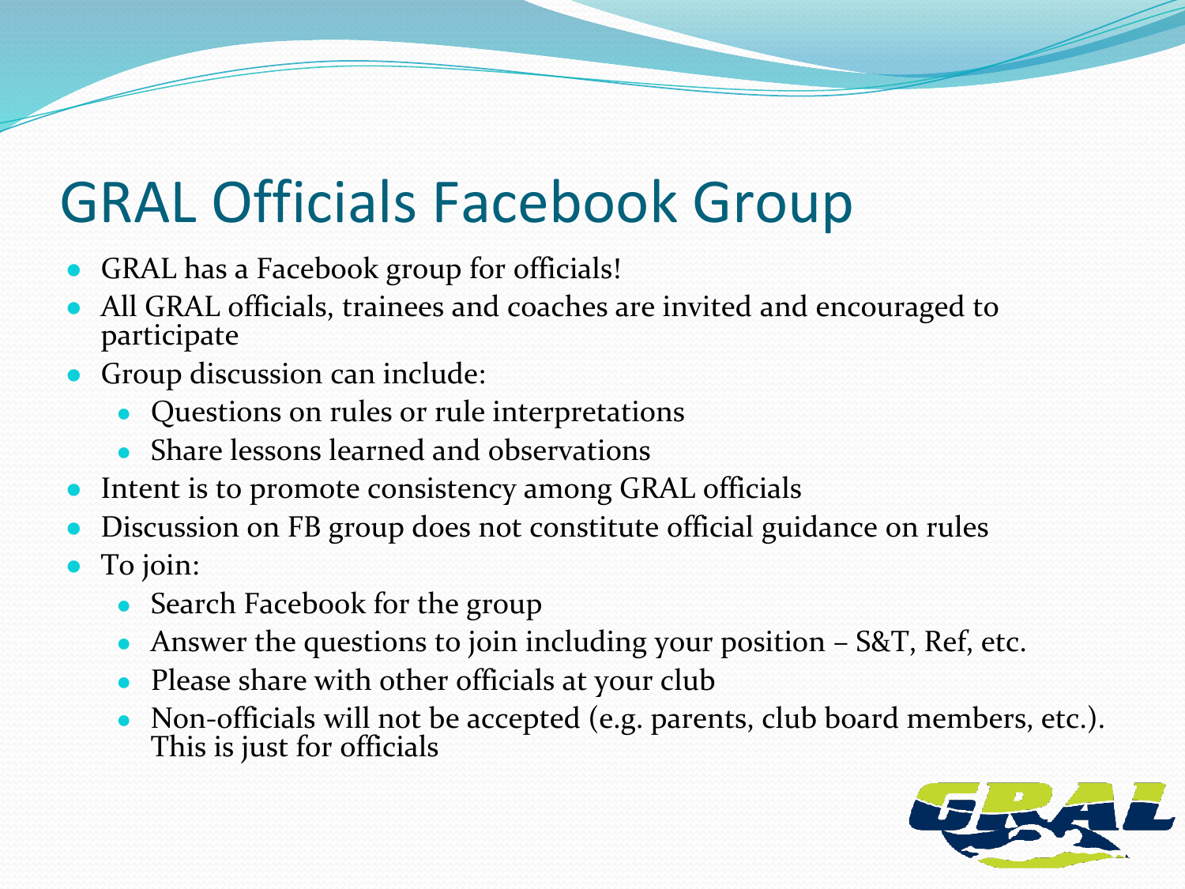# GRAL Officials Facebook Group

- GRAL has a Facebook group for officials!
- All GRAL officials, trainees and coaches are invited and encouraged to participate
- Group discussion can include:
  - Questions on rules or rule interpretations
  - Share lessons learned and observations
- Intent is to promote consistency among GRAL officials
- Discussion on FB group does not constitute official guidance on rules
- To join:
  - Search Facebook for the group
  - Answer the questions to join including your position – S&T, Ref, etc.
  - Please share with other officials at your club
  - Non-officials will not be accepted (e.g. parents, club board members, etc.). This is just for officials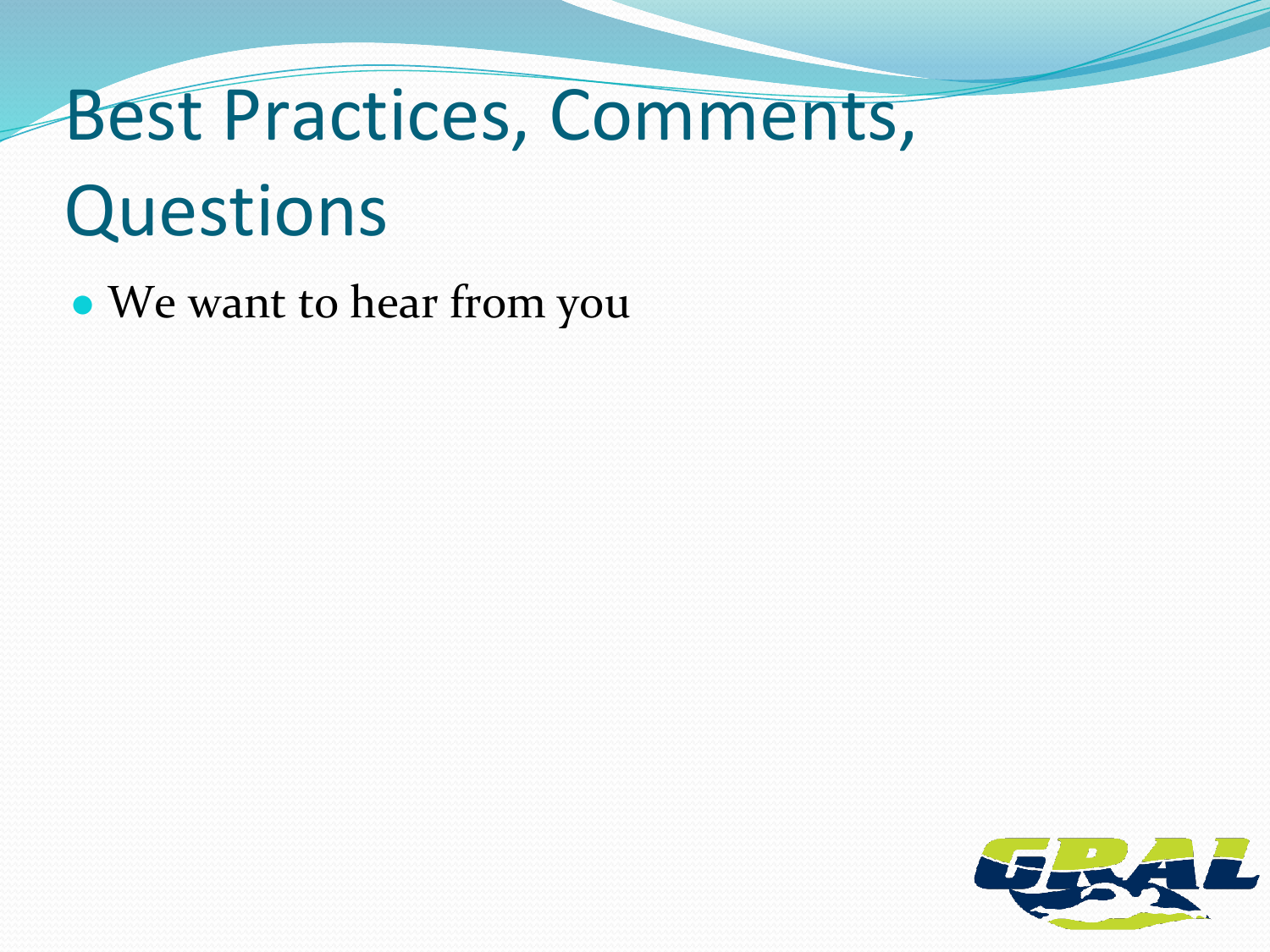# Best Practices, Comments, Questions

- We want to hear from you